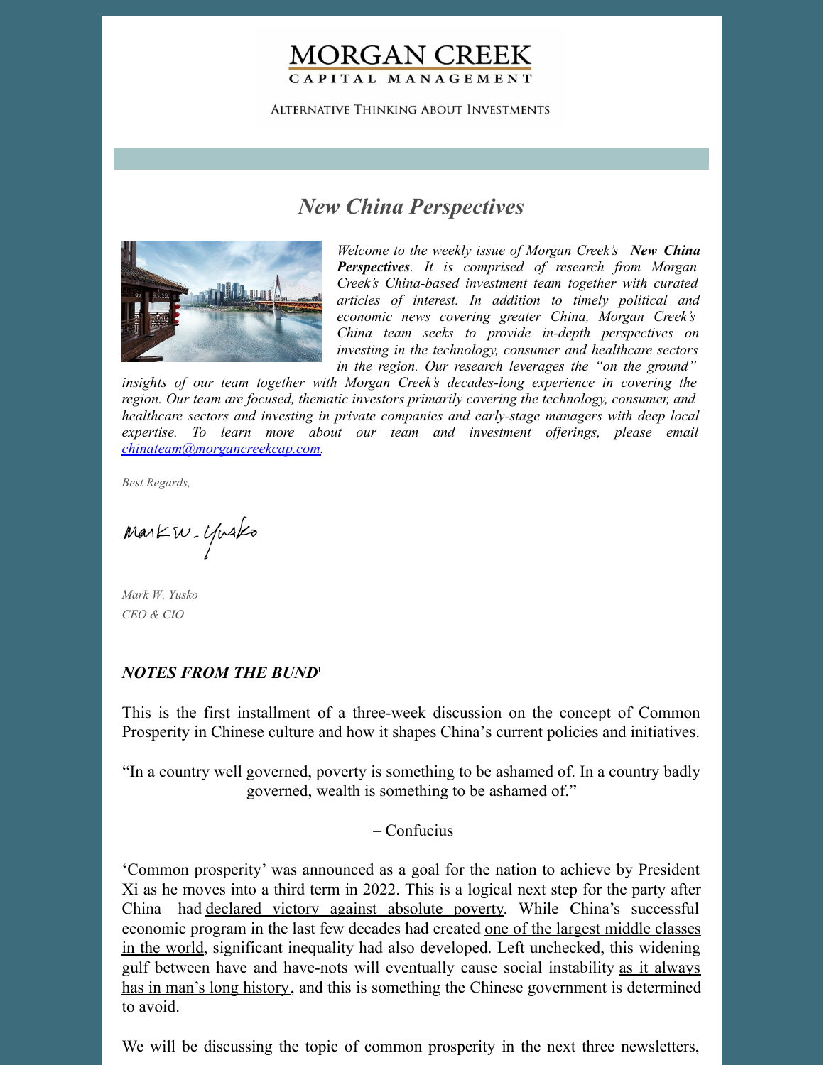MORGAN CREEK
CAPITAL MANAGEMENT

ALTERNATIVE THINKING ABOUT INVESTMENTS

## *New China Perspectives*

*Welcome to the weekly issue of Morgan Creek's* ***New China Perspectives****. It is comprised of research from Morgan Creek's China-based investment team together with curated articles of interest. In addition to timely political and economic news covering greater China, Morgan Creek's China team seeks to provide in-depth perspectives on investing in the technology, consumer and healthcare sectors in the region. Our research leverages the "on the ground" insights of our team together with Morgan Creek's decades-long experience in covering the region. Our team are focused, thematic investors primarily covering the technology, consumer, and healthcare sectors and investing in private companies and early-stage managers with deep local expertise. To learn more about our team and investment offerings, please email [chinateam@morgancreekcap.com](mailto:chinateam@morgancreekcap.com).*

*Best Regards,*

*Mark W. Yusko*
*CEO & CIO*

### *NOTES FROM THE BUND*[1]

This is the first installment of a three-week discussion on the concept of Common Prosperity in Chinese culture and how it shapes China's current policies and initiatives.

"In a country well governed, poverty is something to be ashamed of. In a country badly governed, wealth is something to be ashamed of."

– Confucius

'Common prosperity' was announced as a goal for the nation to achieve by President Xi as he moves into a third term in 2022. This is a logical next step for the party after China had declared victory against absolute poverty. While China's successful economic program in the last few decades had created one of the largest middle classes in the world, significant inequality had also developed. Left unchecked, this widening gulf between have and have-nots will eventually cause social instability as it always has in man's long history, and this is something the Chinese government is determined to avoid.

We will be discussing the topic of common prosperity in the next three newsletters,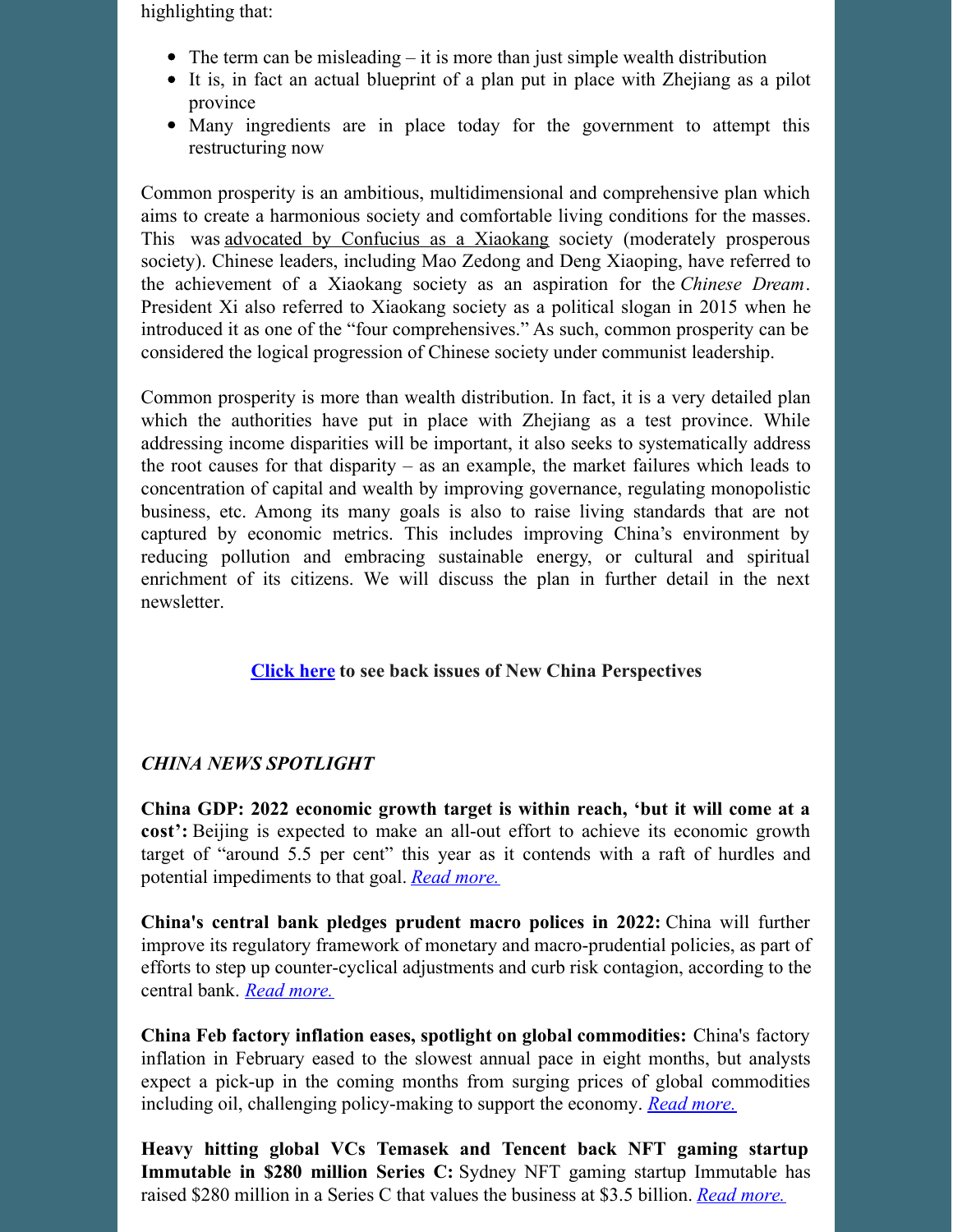highlighting that:

- The term can be misleading – it is more than just simple wealth distribution
- It is, in fact an actual blueprint of a plan put in place with Zhejiang as a pilot province
- Many ingredients are in place today for the government to attempt this restructuring now

Common prosperity is an ambitious, multidimensional and comprehensive plan which aims to create a harmonious society and comfortable living conditions for the masses. This was advocated by Confucius as a Xiaokang society (moderately prosperous society). Chinese leaders, including Mao Zedong and Deng Xiaoping, have referred to the achievement of a Xiaokang society as an aspiration for the *Chinese Dream*. President Xi also referred to Xiaokang society as a political slogan in 2015 when he introduced it as one of the "four comprehensives." As such, common prosperity can be considered the logical progression of Chinese society under communist leadership.

Common prosperity is more than wealth distribution. In fact, it is a very detailed plan which the authorities have put in place with Zhejiang as a test province. While addressing income disparities will be important, it also seeks to systematically address the root causes for that disparity – as an example, the market failures which leads to concentration of capital and wealth by improving governance, regulating monopolistic business, etc. Among its many goals is also to raise living standards that are not captured by economic metrics. This includes improving China's environment by reducing pollution and embracing sustainable energy, or cultural and spiritual enrichment of its citizens. We will discuss the plan in further detail in the next newsletter.

**Click here to see back issues of New China Perspectives**

*CHINA NEWS SPOTLIGHT*

**China GDP: 2022 economic growth target is within reach, 'but it will come at a cost':** Beijing is expected to make an all-out effort to achieve its economic growth target of "around 5.5 per cent" this year as it contends with a raft of hurdles and potential impediments to that goal. *Read more.*

**China's central bank pledges prudent macro polices in 2022:** China will further improve its regulatory framework of monetary and macro-prudential policies, as part of efforts to step up counter-cyclical adjustments and curb risk contagion, according to the central bank. *Read more.*

**China Feb factory inflation eases, spotlight on global commodities:** China's factory inflation in February eased to the slowest annual pace in eight months, but analysts expect a pick-up in the coming months from surging prices of global commodities including oil, challenging policy-making to support the economy. *Read more.*

**Heavy hitting global VCs Temasek and Tencent back NFT gaming startup Immutable in $280 million Series C:** Sydney NFT gaming startup Immutable has raised $280 million in a Series C that values the business at $3.5 billion. *Read more.*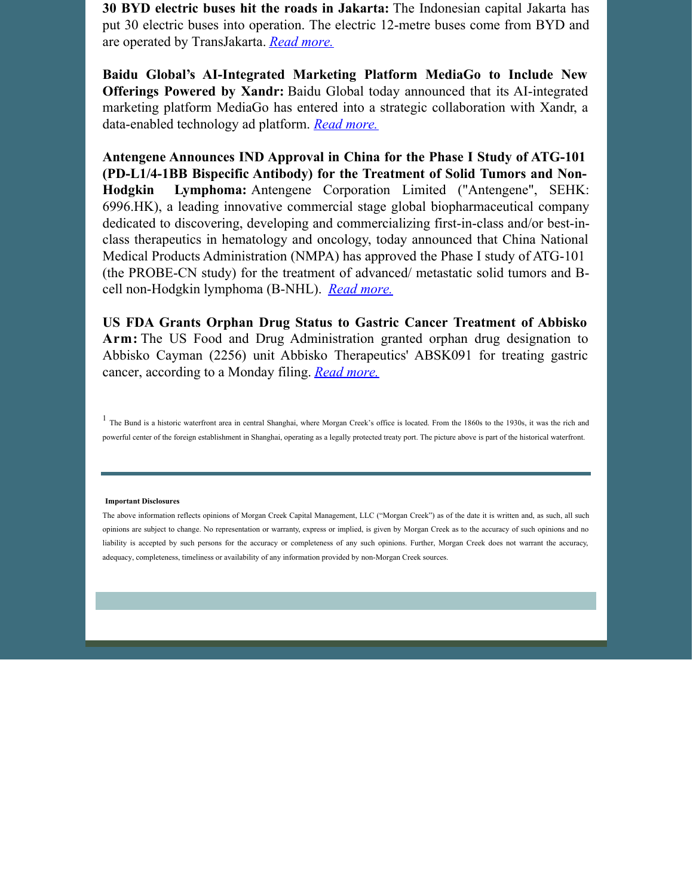**30 BYD electric buses hit the roads in Jakarta:** The Indonesian capital Jakarta has put 30 electric buses into operation. The electric 12-metre buses come from BYD and are operated by TransJakarta. *Read more.*

**Baidu Global's AI-Integrated Marketing Platform MediaGo to Include New Offerings Powered by Xandr:** Baidu Global today announced that its AI-integrated marketing platform MediaGo has entered into a strategic collaboration with Xandr, a data-enabled technology ad platform. *Read more.*

**Antengene Announces IND Approval in China for the Phase I Study of ATG-101 (PD-L1/4-1BB Bispecific Antibody) for the Treatment of Solid Tumors and Non-Hodgkin Lymphoma:** Antengene Corporation Limited ("Antengene", SEHK: 6996.HK), a leading innovative commercial stage global biopharmaceutical company dedicated to discovering, developing and commercializing first-in-class and/or best-in-class therapeutics in hematology and oncology, today announced that China National Medical Products Administration (NMPA) has approved the Phase I study of ATG-101 (the PROBE-CN study) for the treatment of advanced/ metastatic solid tumors and B-cell non-Hodgkin lymphoma (B-NHL). *Read more.*

**US FDA Grants Orphan Drug Status to Gastric Cancer Treatment of Abbisko Arm:** The US Food and Drug Administration granted orphan drug designation to Abbisko Cayman (2256) unit Abbisko Therapeutics' ABSK091 for treating gastric cancer, according to a Monday filing. *Read more.*

[1] The Bund is a historic waterfront area in central Shanghai, where Morgan Creek's office is located. From the 1860s to the 1930s, it was the rich and powerful center of the foreign establishment in Shanghai, operating as a legally protected treaty port. The picture above is part of the historical waterfront.

---

**Important Disclosures**

The above information reflects opinions of Morgan Creek Capital Management, LLC ("Morgan Creek") as of the date it is written and, as such, all such opinions are subject to change. No representation or warranty, express or implied, is given by Morgan Creek as to the accuracy of such opinions and no liability is accepted by such persons for the accuracy or completeness of any such opinions. Further, Morgan Creek does not warrant the accuracy, adequacy, completeness, timeliness or availability of any information provided by non-Morgan Creek sources.